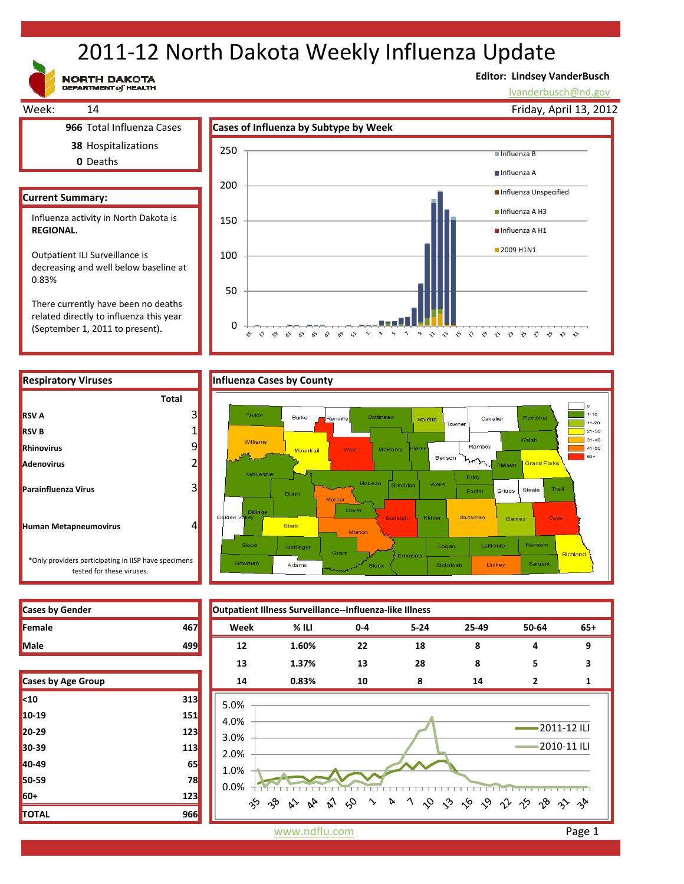# 2011-12 North Dakota Weekly Influenza Update

NORTH DAKOTA DEPARTMENT of HEALTH

**Editor: Lindsey VanderBusch**

lvanderbusch@nd.gov

Week: 14

Friday, April 13, 2012

**966** Total Influenza Cases

**38** Hospitalizations

**0** Deaths

## Current Summary:

Influenza activity in North Dakota is **REGIONAL.**

Outpatient ILI Surveillance is decreasing and well below baseline at 0.83%

There currently have been no deaths related directly to influenza this year (September 1, 2011 to present).

## Cases of Influenza by Subtype by Week

Legend: Influenza B, Influenza A, Influenza Unspecified, Influenza A H3, Influenza A H1, 2009 H1N1

## Respiratory Viruses

| | Total |
|---|---|
| RSV A | 3 |
| RSV B | 1 |
| Rhinovirus | 9 |
| Adenovirus | 2 |
| Parainfluenza Virus | 3 |
| Human Metapneumovirus | 4 |

*Only providers participating in IISP have specimens tested for these viruses.

## Influenza Cases by County

Legend: 0, 1-10, 11-20, 21-30, 31-40, 41-50, 50+

## Cases by Gender

| | |
|---|---|
| Female | 467 |
| Male | 499 |

## Cases by Age Group

| | |
|---|---|
| <10 | 313 |
| 10-19 | 151 |
| 20-29 | 123 |
| 30-39 | 113 |
| 40-49 | 65 |
| 50-59 | 78 |
| 60+ | 123 |
| TOTAL | 966 |

## Outpatient Illness Surveillance--Influenza-like Illness

| Week | % ILI | 0-4 | 5-24 | 25-49 | 50-64 | 65+ |
|---|---|---|---|---|---|---|
| 12 | 1.60% | 22 | 18 | 8 | 4 | 9 |
| 13 | 1.37% | 13 | 28 | 8 | 5 | 3 |
| 14 | 0.83% | 10 | 8 | 14 | 2 | 1 |

Legend: 2011-12 ILI, 2010-11 ILI

www.ndflu.com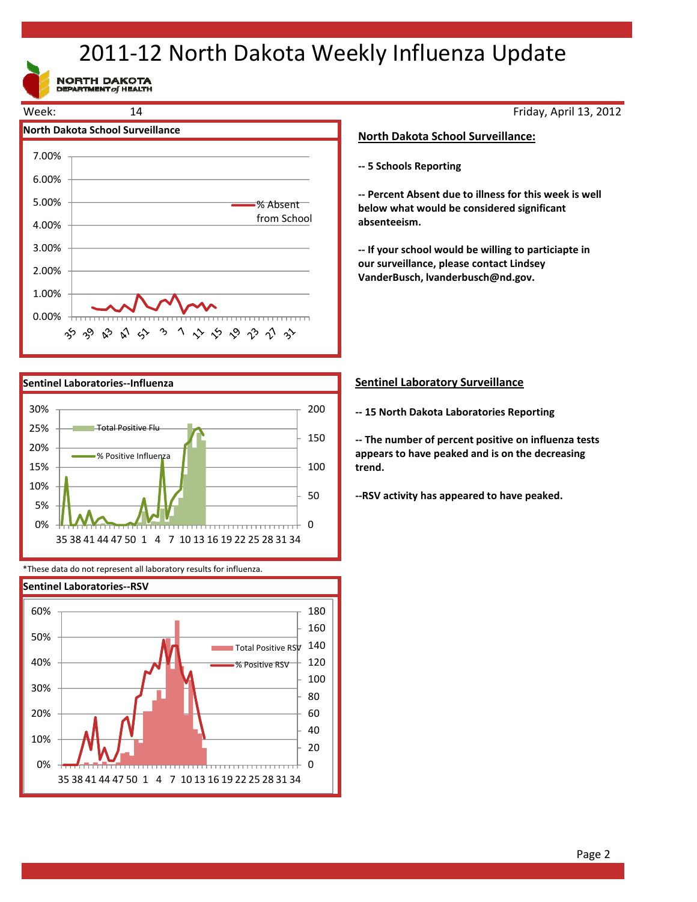# 2011-12 North Dakota Weekly Influenza Update

NORTH DAKOTA DEPARTMENT of HEALTH

Week: 14

Friday, April 13, 2012

### North Dakota School Surveillance

7.00%
6.00%
5.00%
4.00%
3.00%
2.00%
1.00%
0.00%

% Absent from School

35 39 43 47 51 3 7 11 15 19 23 27 31

## North Dakota School Surveillance:

**-- 5 Schools Reporting**

**-- Percent Absent due to illness for this week is well below what would be considered significant absenteeism.**

**-- If your school would be willing to particiapte in our surveillance, please contact Lindsey VanderBusch, lvanderbusch@nd.gov.**

### Sentinel Laboratories--Influenza

30%
25%
20%
15%
10%
5%
0%

200
150
100
50
0

Total Positive Flu

% Positive Influenza

35 38 41 44 47 50 1 4 7 10 13 16 19 22 25 28 31 34

*These data do not represent all laboratory results for influenza.

## Sentinel Laboratory Surveillance

**-- 15 North Dakota Laboratories Reporting**

**-- The number of percent positive on influenza tests appears to have peaked and is on the decreasing trend.**

**--RSV activity has appeared to have peaked.**

### Sentinel Laboratories--RSV

60%
50%
40%
30%
20%
10%
0%

180
160
140
120
100
80
60
40
20
0

Total Positive RSV

% Positive RSV

35 38 41 44 47 50 1 4 7 10 13 16 19 22 25 28 31 34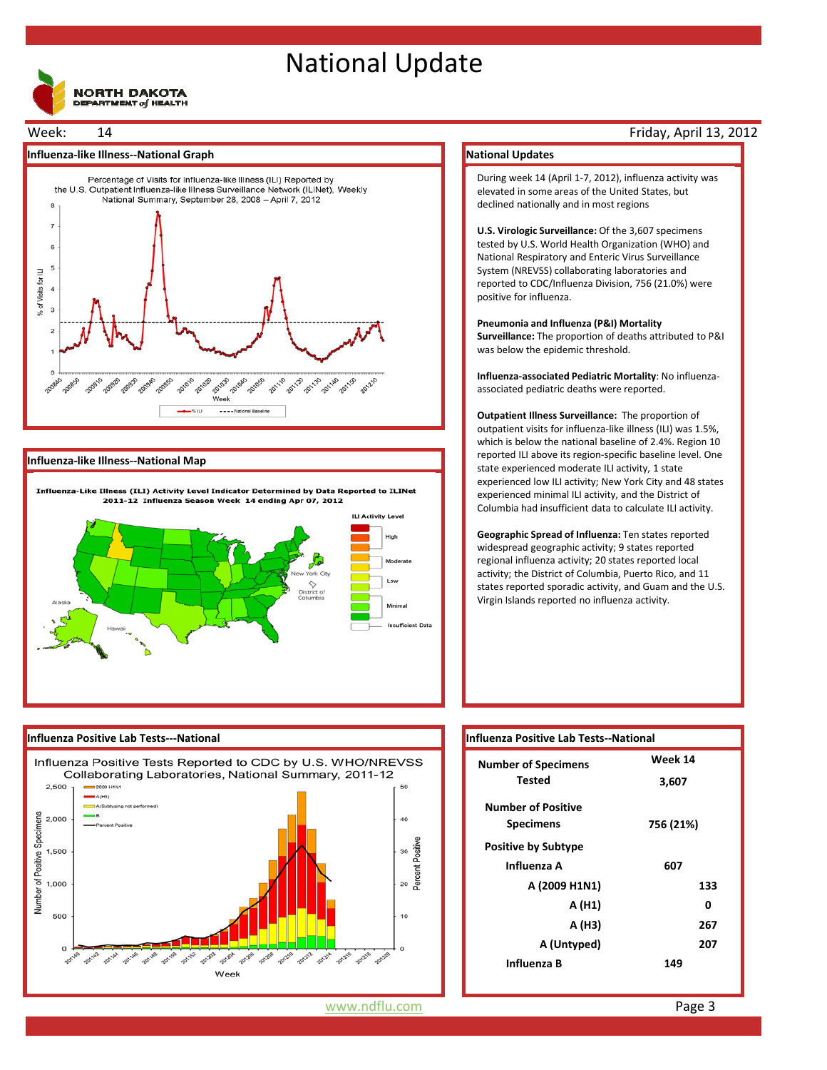# National Update

NORTH DAKOTA DEPARTMENT of HEALTH

Week: 14

Friday, April 13, 2012

## Influenza-like Illness--National Graph

Percentage of Visits for Influenza-like Illness (ILI) Reported by the U.S. Outpatient Influenza-like Illness Surveillance Network (ILINet), Weekly National Summary, September 28, 2008 – April 7, 2012

% of Visits for ILI

0
1
2
3
4
5
6
7
8

200840 200850 200910 200920 200930 200940 200950 201010 201020 201030 201040 201050 201110 201120 201130 201140 201150 201210

Week

% ILI
National Baseline

## Influenza-like Illness--National Map

Influenza-Like Illness (ILI) Activity Level Indicator Determined by Data Reported to ILINet
2011-12 Influenza Season Week 14 ending Apr 07, 2012

ILI Activity Level

High
Moderate
Low
Minimal
Insufficient Data

New York City
District of Columbia
Alaska
Hawaii

## Influenza Positive Lab Tests---National

Influenza Positive Tests Reported to CDC by U.S. WHO/NREVSS Collaborating Laboratories, National Summary, 2011-12

2009 H1N1
A(H3)
A(Subtyping not performed)
B
Percent Positive

Number of Positive Specimens

0
500
1,000
1,500
2,000
2,500

Percent Positive

0
10
20
30
40
50

201140 201142 201144 201146 201148 201150 201152 201202 201204 201206 201208 201210 201212 201214 201216 201218 201220

Week

## National Updates

During week 14 (April 1-7, 2012), influenza activity was elevated in some areas of the United States, but declined nationally and in most regions

**U.S. Virologic Surveillance:** Of the 3,607 specimens tested by U.S. World Health Organization (WHO) and National Respiratory and Enteric Virus Surveillance System (NREVSS) collaborating laboratories and reported to CDC/Influenza Division, 756 (21.0%) were positive for influenza.

**Pneumonia and Influenza (P&I) Mortality Surveillance:** The proportion of deaths attributed to P&I was below the epidemic threshold.

**Influenza-associated Pediatric Mortality**: No influenza-associated pediatric deaths were reported.

**Outpatient Illness Surveillance:** The proportion of outpatient visits for influenza-like illness (ILI) was 1.5%, which is below the national baseline of 2.4%. Region 10 reported ILI above its region-specific baseline level. One state experienced moderate ILI activity, 1 state experienced low ILI activity; New York City and 48 states experienced minimal ILI activity, and the District of Columbia had insufficient data to calculate ILI activity.

**Geographic Spread of Influenza:** Ten states reported widespread geographic activity; 9 states reported regional influenza activity; 20 states reported local activity; the District of Columbia, Puerto Rico, and 11 states reported sporadic activity, and Guam and the U.S. Virgin Islands reported no influenza activity.

## Influenza Positive Lab Tests--National

| | Week 14 |
|---|---|
| **Number of Specimens Tested** | **3,607** |
| **Number of Positive Specimens** | **756 (21%)** |
| **Positive by Subtype** | |
| **Influenza A** | **607** |
| **A (2009 H1N1)** | **133** |
| **A (H1)** | **0** |
| **A (H3)** | **267** |
| **A (Untyped)** | **207** |
| **Influenza B** | **149** |

www.ndflu.com